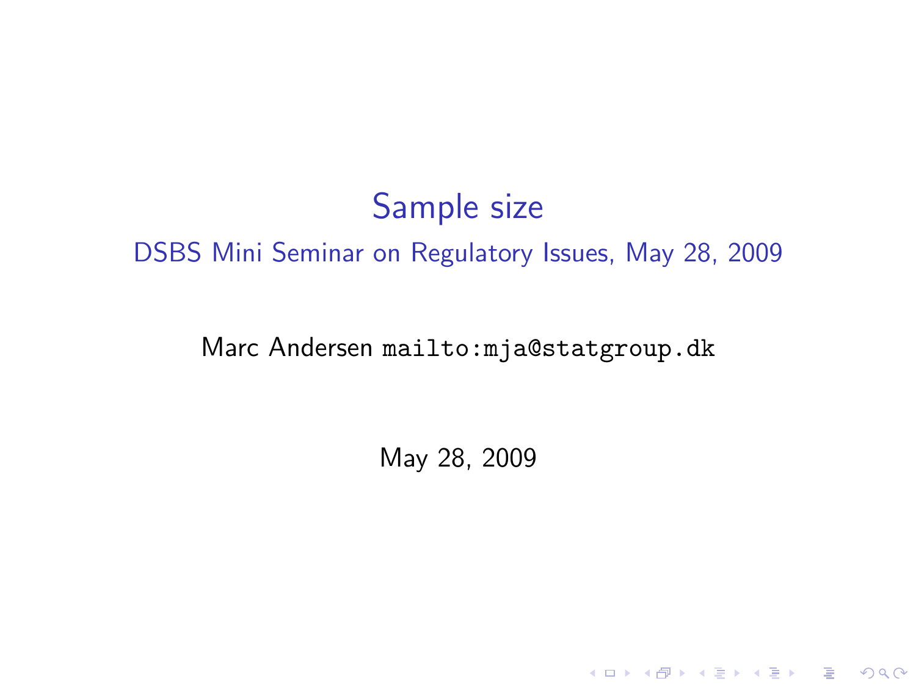# Sample size

## DSBS Mini Seminar on Regulatory Issues, May 28, 2009

Marc Andersen `mailto:mja@statgroup.dk`

May 28, 2009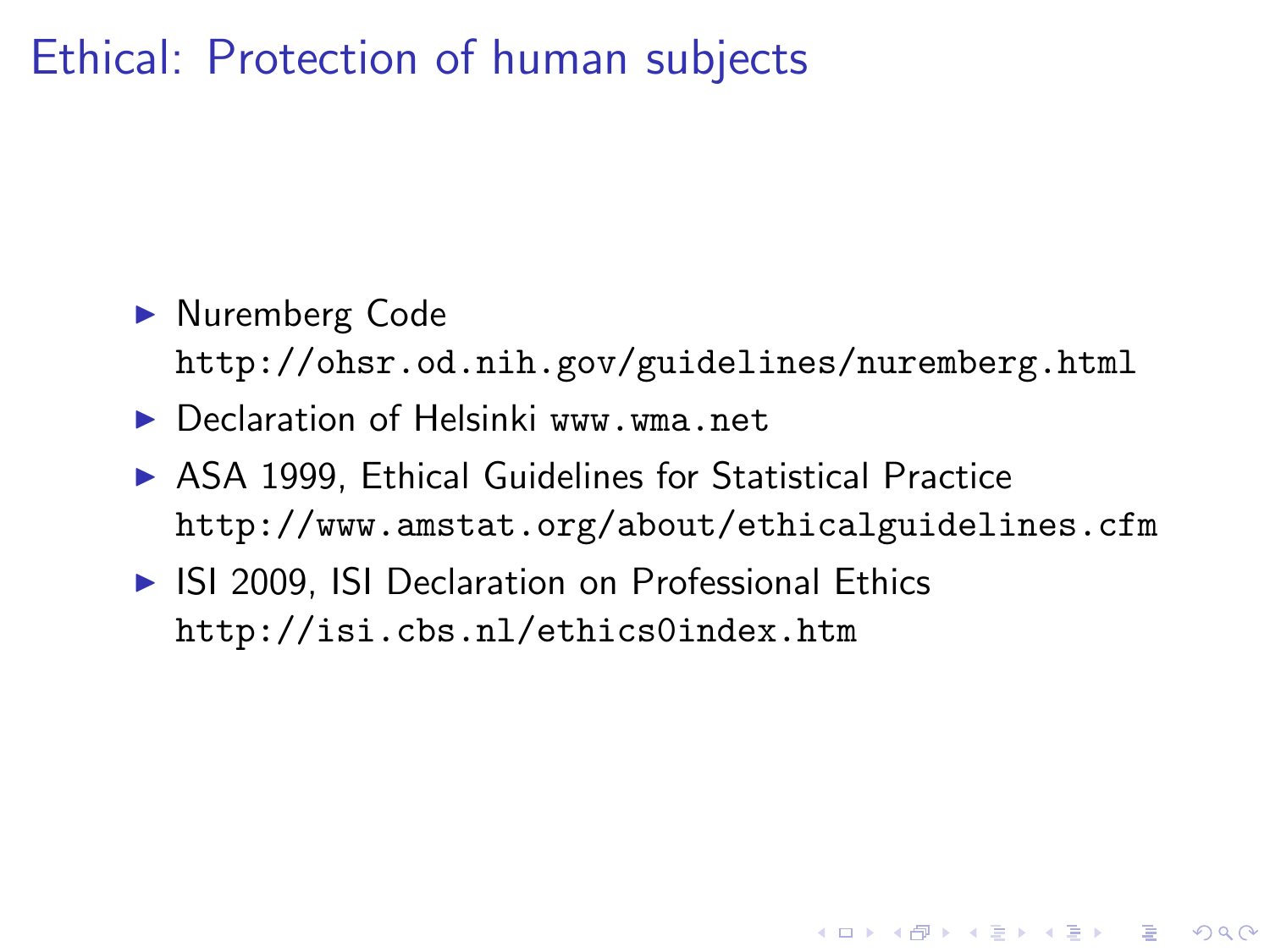# Ethical: Protection of human subjects

- Nuremberg Code `http://ohsr.od.nih.gov/guidelines/nuremberg.html`
- Declaration of Helsinki `www.wma.net`
- ASA 1999, Ethical Guidelines for Statistical Practice `http://www.amstat.org/about/ethicalguidelines.cfm`
- ISI 2009, ISI Declaration on Professional Ethics `http://isi.cbs.nl/ethics0index.htm`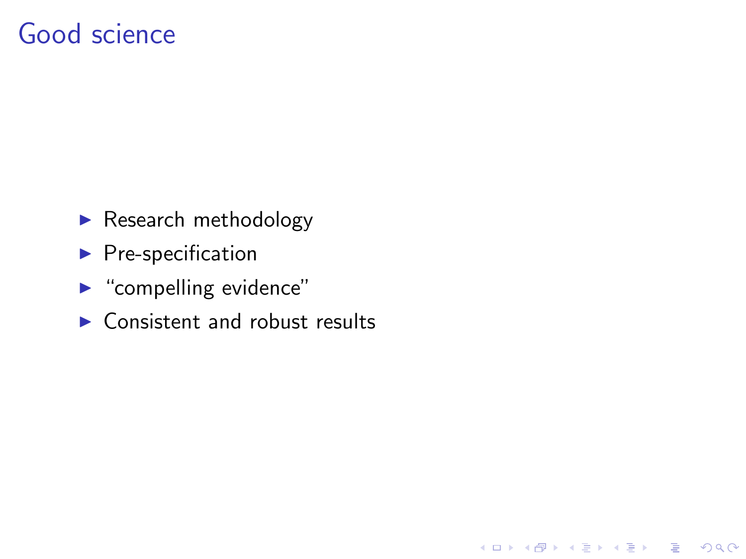# Good science

- Research methodology
- Pre-specification
- "compelling evidence"
- Consistent and robust results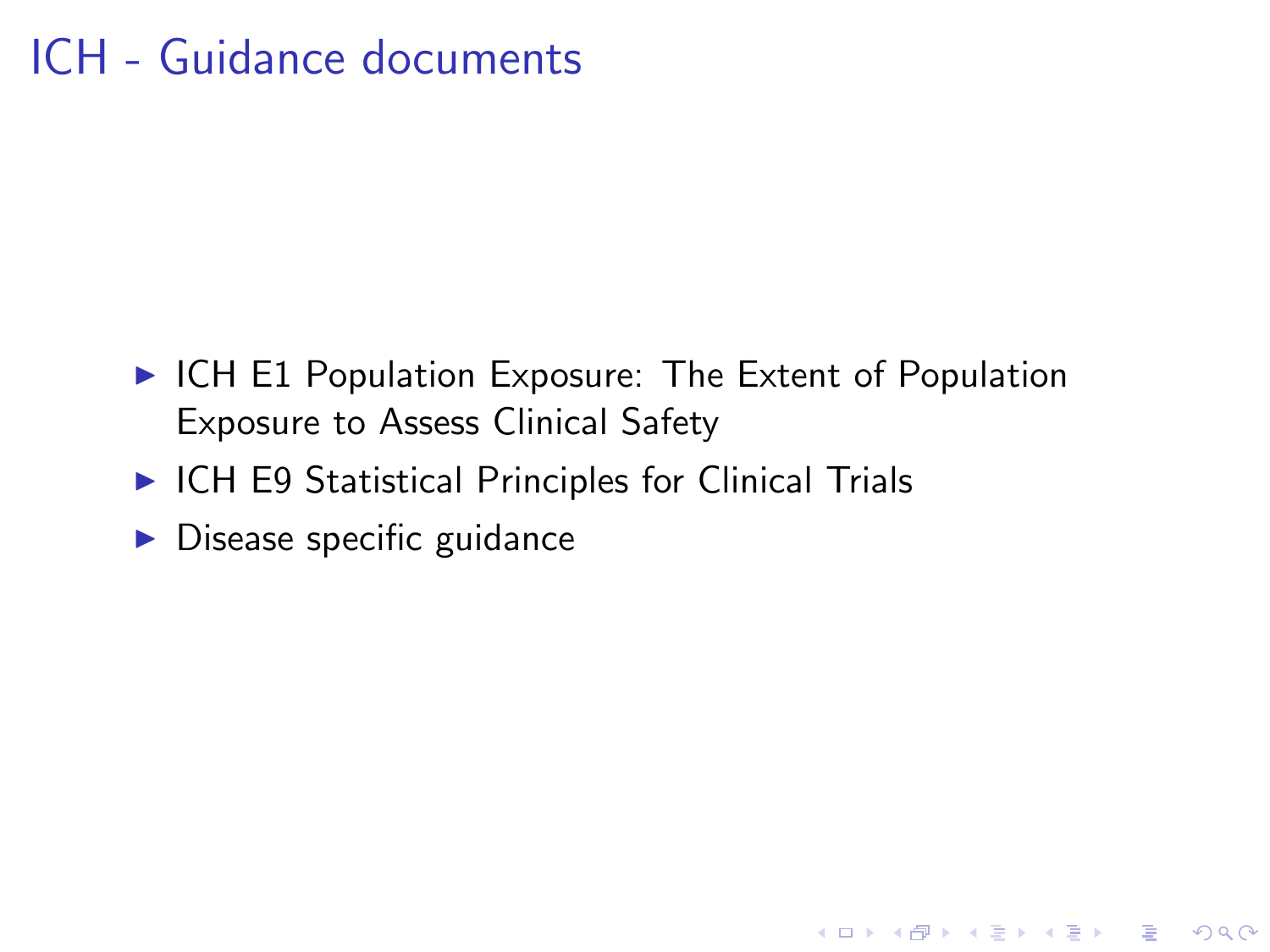# ICH - Guidance documents

- ICH E1 Population Exposure: The Extent of Population Exposure to Assess Clinical Safety
- ICH E9 Statistical Principles for Clinical Trials
- Disease specific guidance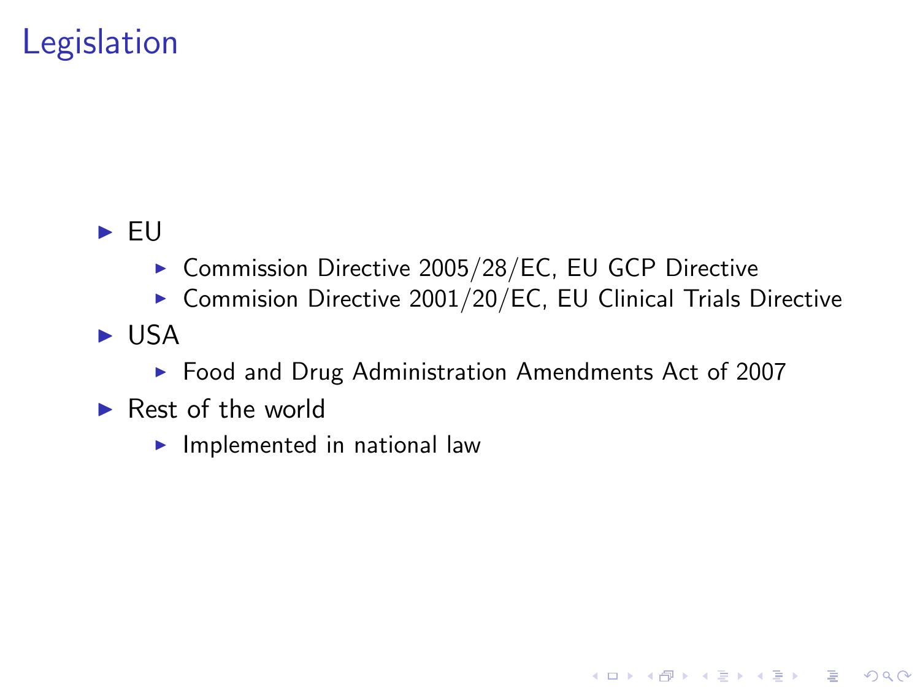# Legislation

- EU
  - Commission Directive 2005/28/EC, EU GCP Directive
  - Commision Directive 2001/20/EC, EU Clinical Trials Directive
- USA
  - Food and Drug Administration Amendments Act of 2007
- Rest of the world
  - Implemented in national law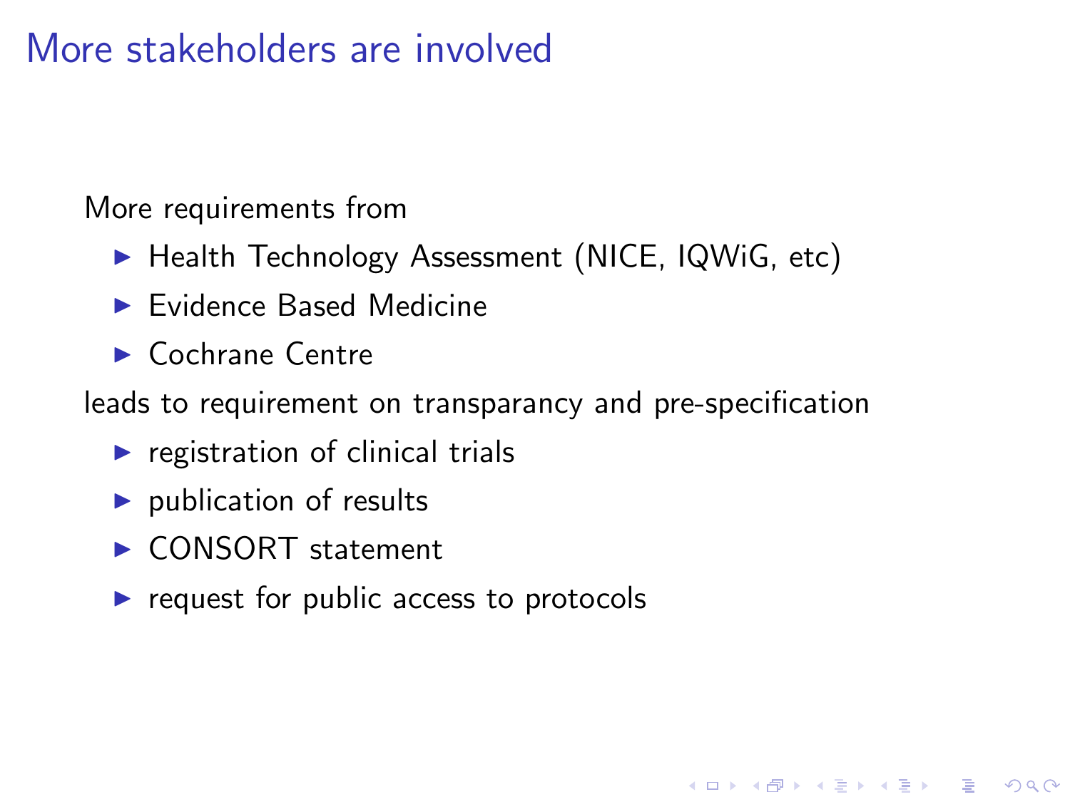# More stakeholders are involved

More requirements from

- Health Technology Assessment (NICE, IQWiG, etc)
- Evidence Based Medicine
- Cochrane Centre

leads to requirement on transparancy and pre-specification

- registration of clinical trials
- publication of results
- CONSORT statement
- request for public access to protocols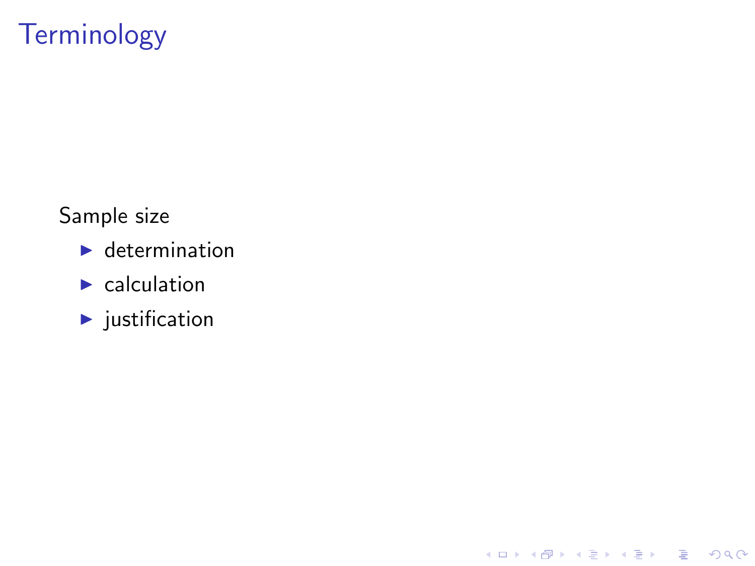# Terminology

Sample size

- determination
- calculation
- justification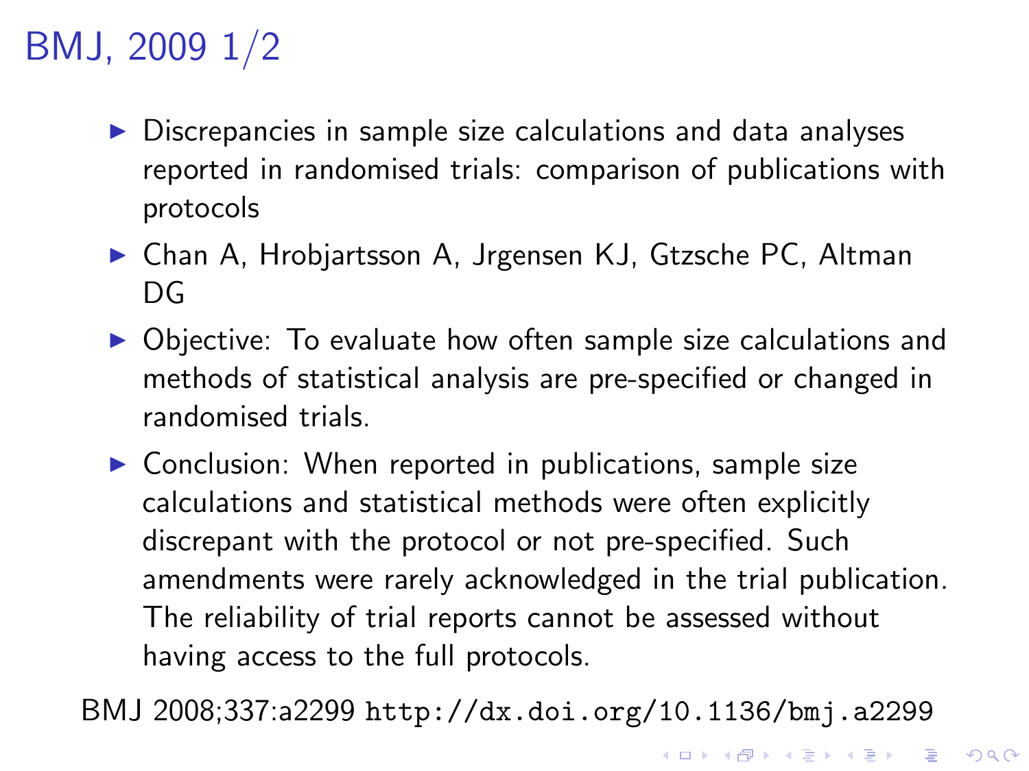# BMJ, 2009 1/2

- Discrepancies in sample size calculations and data analyses reported in randomised trials: comparison of publications with protocols
- Chan A, Hrobjartsson A, Jrgensen KJ, Gtzsche PC, Altman DG
- Objective: To evaluate how often sample size calculations and methods of statistical analysis are pre-specified or changed in randomised trials.
- Conclusion: When reported in publications, sample size calculations and statistical methods were often explicitly discrepant with the protocol or not pre-specified. Such amendments were rarely acknowledged in the trial publication. The reliability of trial reports cannot be assessed without having access to the full protocols.

BMJ 2008;337:a2299 `http://dx.doi.org/10.1136/bmj.a2299`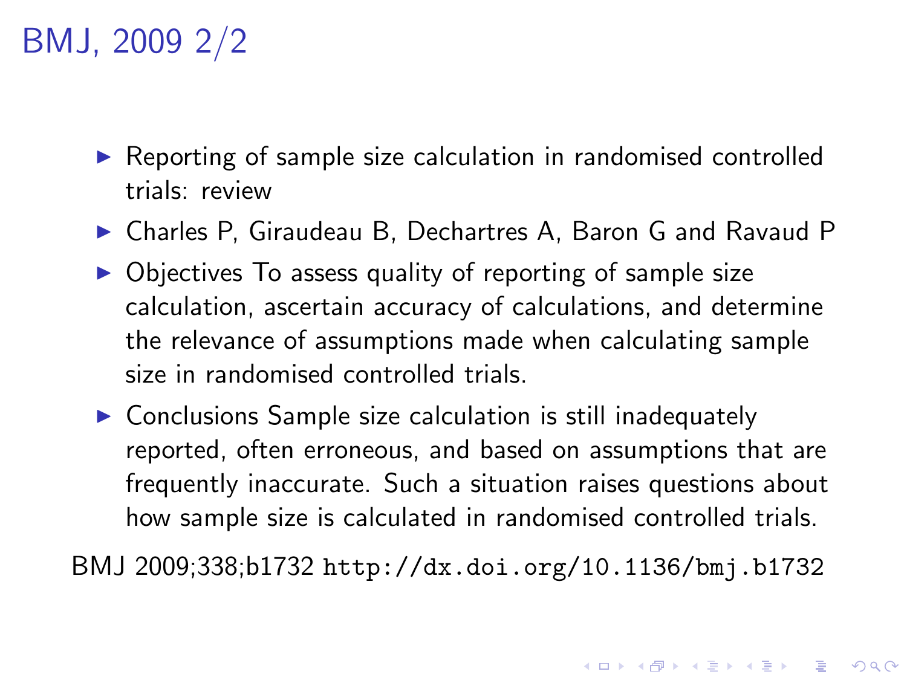# BMJ, 2009 2/2

- Reporting of sample size calculation in randomised controlled trials: review
- Charles P, Giraudeau B, Dechartres A, Baron G and Ravaud P
- Objectives To assess quality of reporting of sample size calculation, ascertain accuracy of calculations, and determine the relevance of assumptions made when calculating sample size in randomised controlled trials.
- Conclusions Sample size calculation is still inadequately reported, often erroneous, and based on assumptions that are frequently inaccurate. Such a situation raises questions about how sample size is calculated in randomised controlled trials.

BMJ 2009;338;b1732 `http://dx.doi.org/10.1136/bmj.b1732`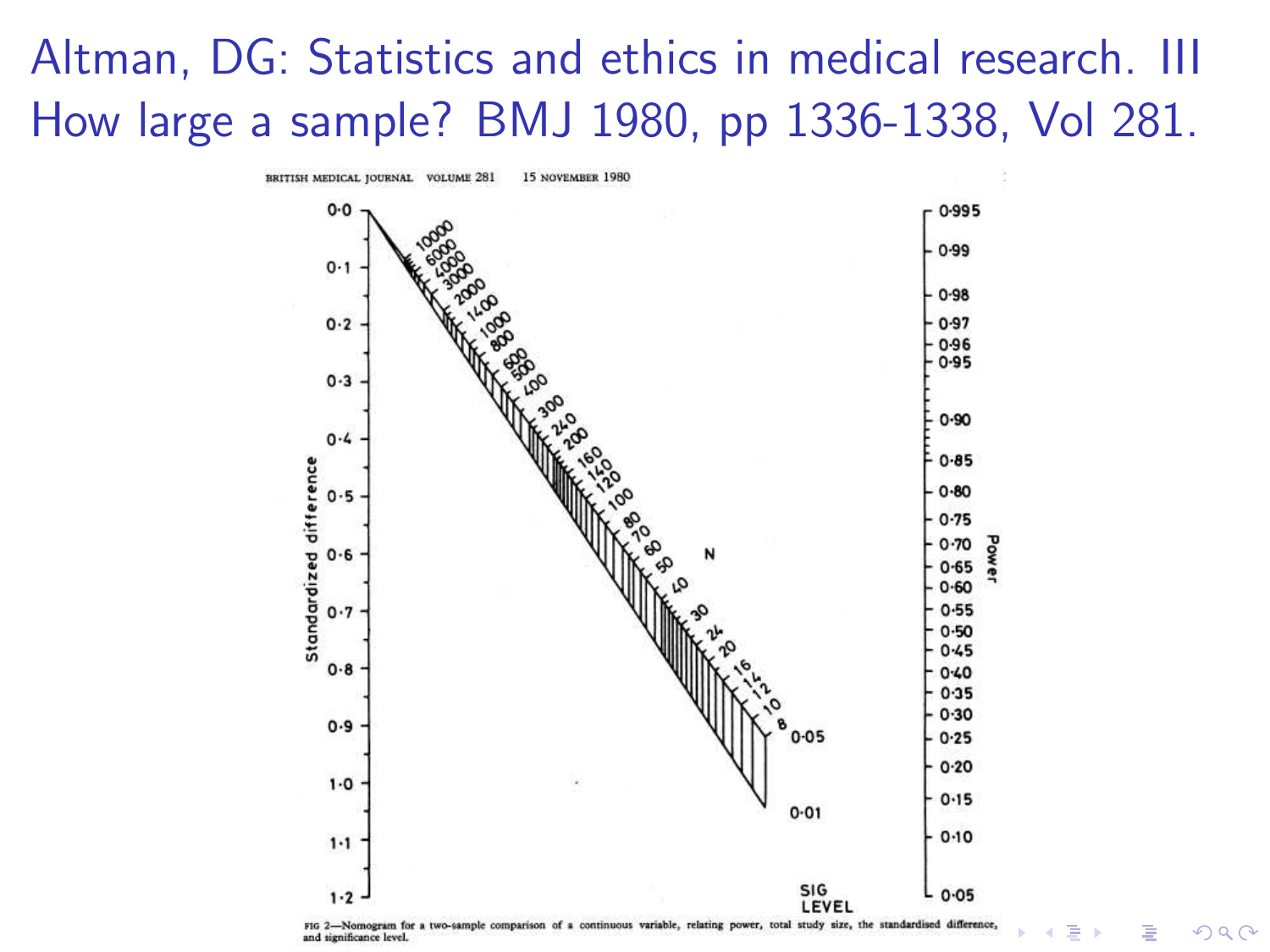# Altman, DG: Statistics and ethics in medical research. III How large a sample? BMJ 1980, pp 1336-1338, Vol 281.

FIG 2—Nomogram for a two-sample comparison of a continuous variable, relating power, total study size, the standardised difference, and significance level.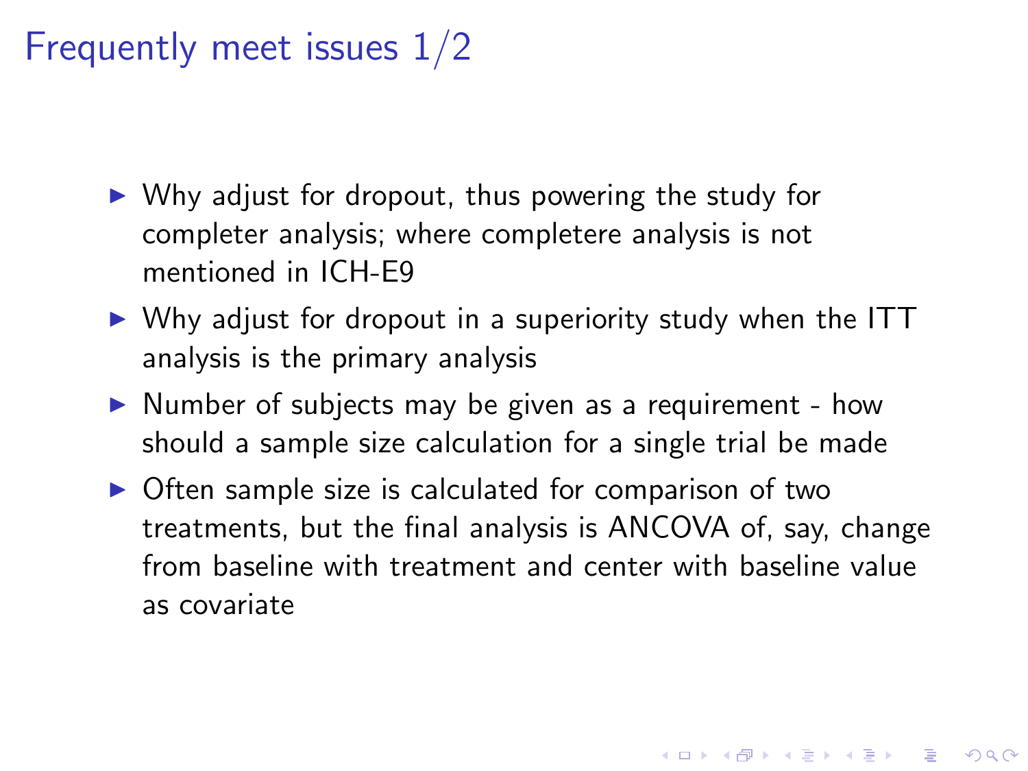# Frequently meet issues 1/2

- Why adjust for dropout, thus powering the study for completer analysis; where completere analysis is not mentioned in ICH-E9
- Why adjust for dropout in a superiority study when the ITT analysis is the primary analysis
- Number of subjects may be given as a requirement - how should a sample size calculation for a single trial be made
- Often sample size is calculated for comparison of two treatments, but the final analysis is ANCOVA of, say, change from baseline with treatment and center with baseline value as covariate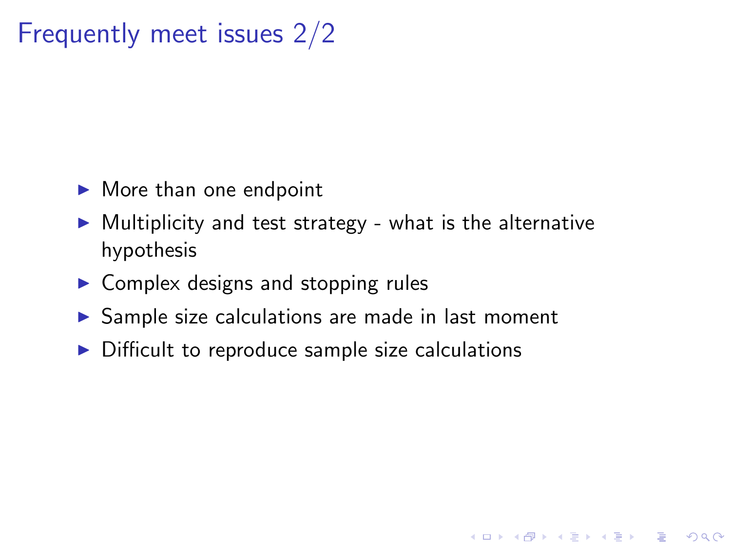# Frequently meet issues 2/2

- More than one endpoint
- Multiplicity and test strategy - what is the alternative hypothesis
- Complex designs and stopping rules
- Sample size calculations are made in last moment
- Difficult to reproduce sample size calculations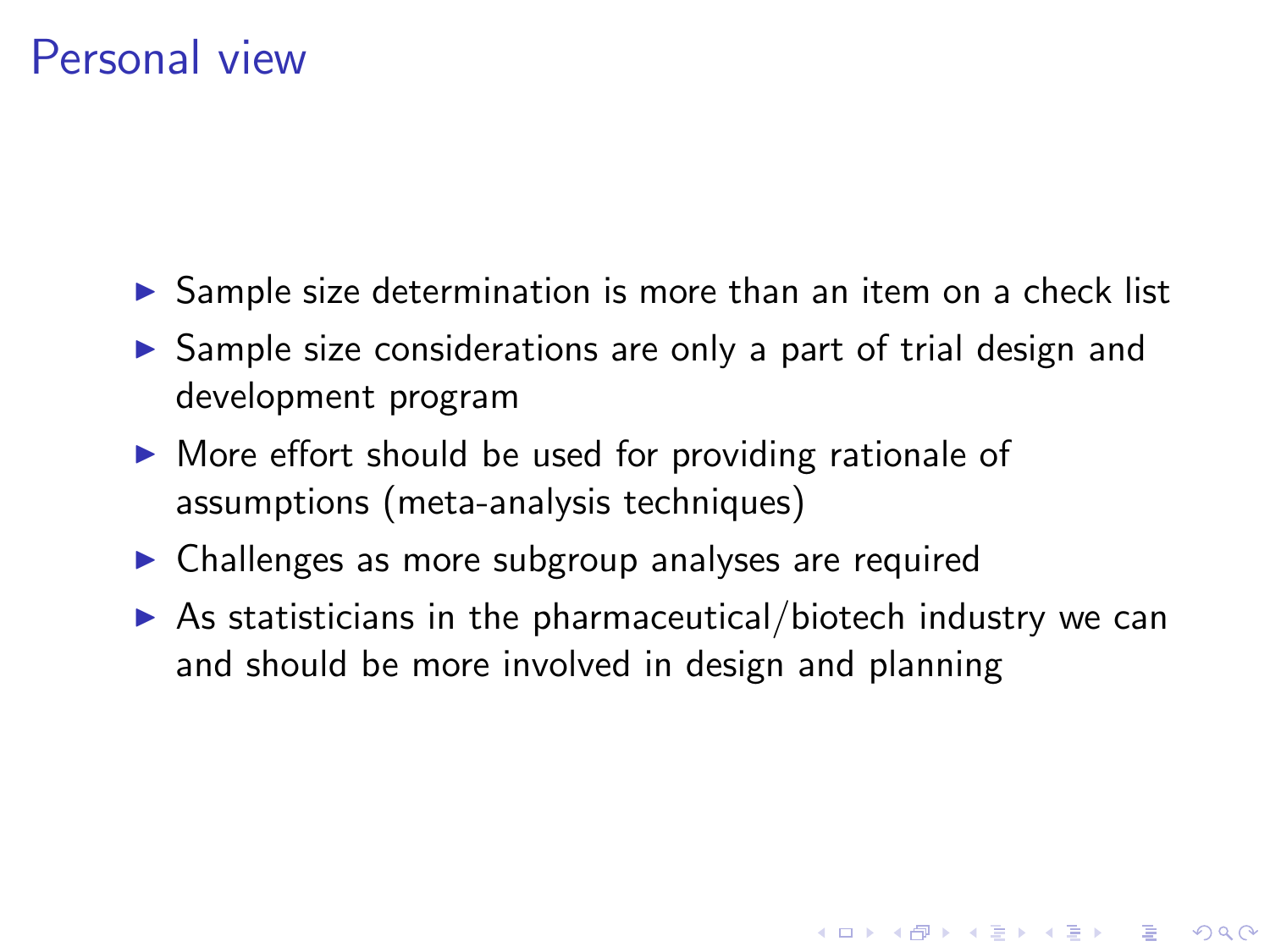# Personal view

- Sample size determination is more than an item on a check list
- Sample size considerations are only a part of trial design and development program
- More effort should be used for providing rationale of assumptions (meta-analysis techniques)
- Challenges as more subgroup analyses are required
- As statisticians in the pharmaceutical/biotech industry we can and should be more involved in design and planning